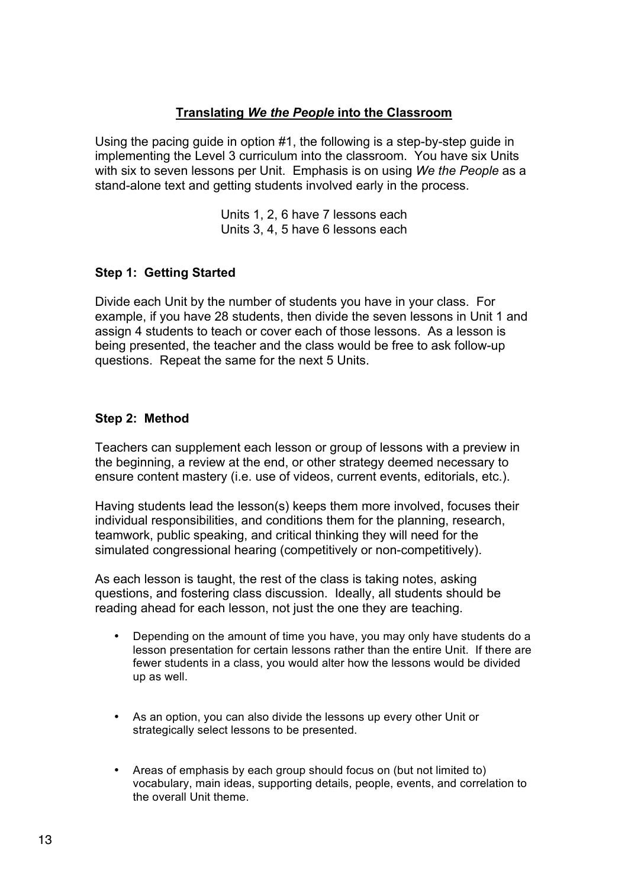## **Translating *We the People* into the Classroom**

Using the pacing guide in option #1, the following is a step-by-step guide in implementing the Level 3 curriculum into the classroom. You have six Units with six to seven lessons per Unit. Emphasis is on using *We the People* as a stand-alone text and getting students involved early in the process.

Units 1, 2, 6 have 7 lessons each
Units 3, 4, 5 have 6 lessons each

### **Step 1: Getting Started**

Divide each Unit by the number of students you have in your class. For example, if you have 28 students, then divide the seven lessons in Unit 1 and assign 4 students to teach or cover each of those lessons. As a lesson is being presented, the teacher and the class would be free to ask follow-up questions. Repeat the same for the next 5 Units.

### **Step 2: Method**

Teachers can supplement each lesson or group of lessons with a preview in the beginning, a review at the end, or other strategy deemed necessary to ensure content mastery (i.e. use of videos, current events, editorials, etc.).

Having students lead the lesson(s) keeps them more involved, focuses their individual responsibilities, and conditions them for the planning, research, teamwork, public speaking, and critical thinking they will need for the simulated congressional hearing (competitively or non-competitively).

As each lesson is taught, the rest of the class is taking notes, asking questions, and fostering class discussion. Ideally, all students should be reading ahead for each lesson, not just the one they are teaching.

- Depending on the amount of time you have, you may only have students do a lesson presentation for certain lessons rather than the entire Unit. If there are fewer students in a class, you would alter how the lessons would be divided up as well.
- As an option, you can also divide the lessons up every other Unit or strategically select lessons to be presented.
- Areas of emphasis by each group should focus on (but not limited to) vocabulary, main ideas, supporting details, people, events, and correlation to the overall Unit theme.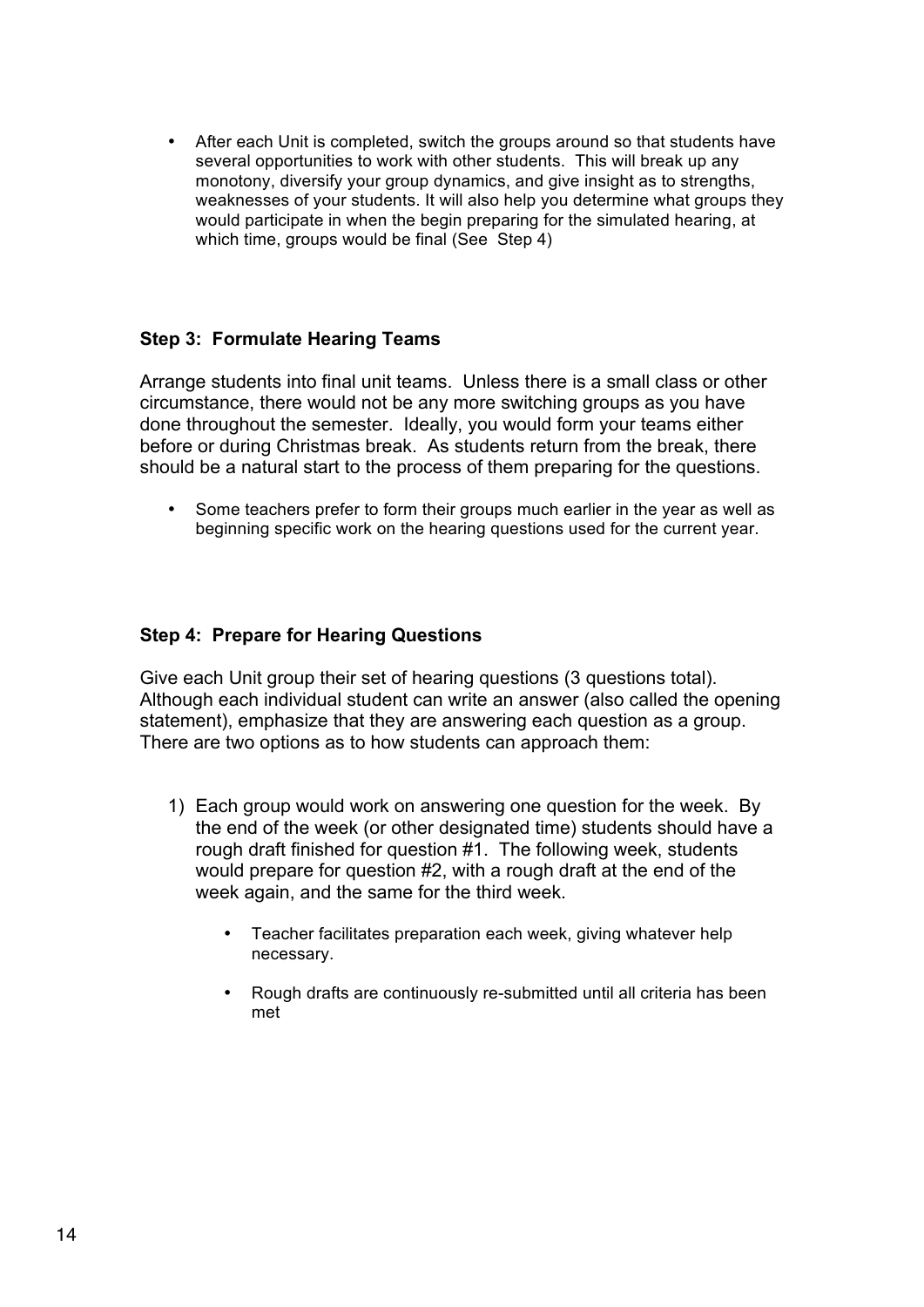- After each Unit is completed, switch the groups around so that students have several opportunities to work with other students. This will break up any monotony, diversify your group dynamics, and give insight as to strengths, weaknesses of your students. It will also help you determine what groups they would participate in when the begin preparing for the simulated hearing, at which time, groups would be final (See Step 4)

### Step 3: Formulate Hearing Teams

Arrange students into final unit teams. Unless there is a small class or other circumstance, there would not be any more switching groups as you have done throughout the semester. Ideally, you would form your teams either before or during Christmas break. As students return from the break, there should be a natural start to the process of them preparing for the questions.

- Some teachers prefer to form their groups much earlier in the year as well as beginning specific work on the hearing questions used for the current year.

### Step 4: Prepare for Hearing Questions

Give each Unit group their set of hearing questions (3 questions total). Although each individual student can write an answer (also called the opening statement), emphasize that they are answering each question as a group. There are two options as to how students can approach them:

1) Each group would work on answering one question for the week. By the end of the week (or other designated time) students should have a rough draft finished for question #1. The following week, students would prepare for question #2, with a rough draft at the end of the week again, and the same for the third week.

    - Teacher facilitates preparation each week, giving whatever help necessary.

    - Rough drafts are continuously re-submitted until all criteria has been met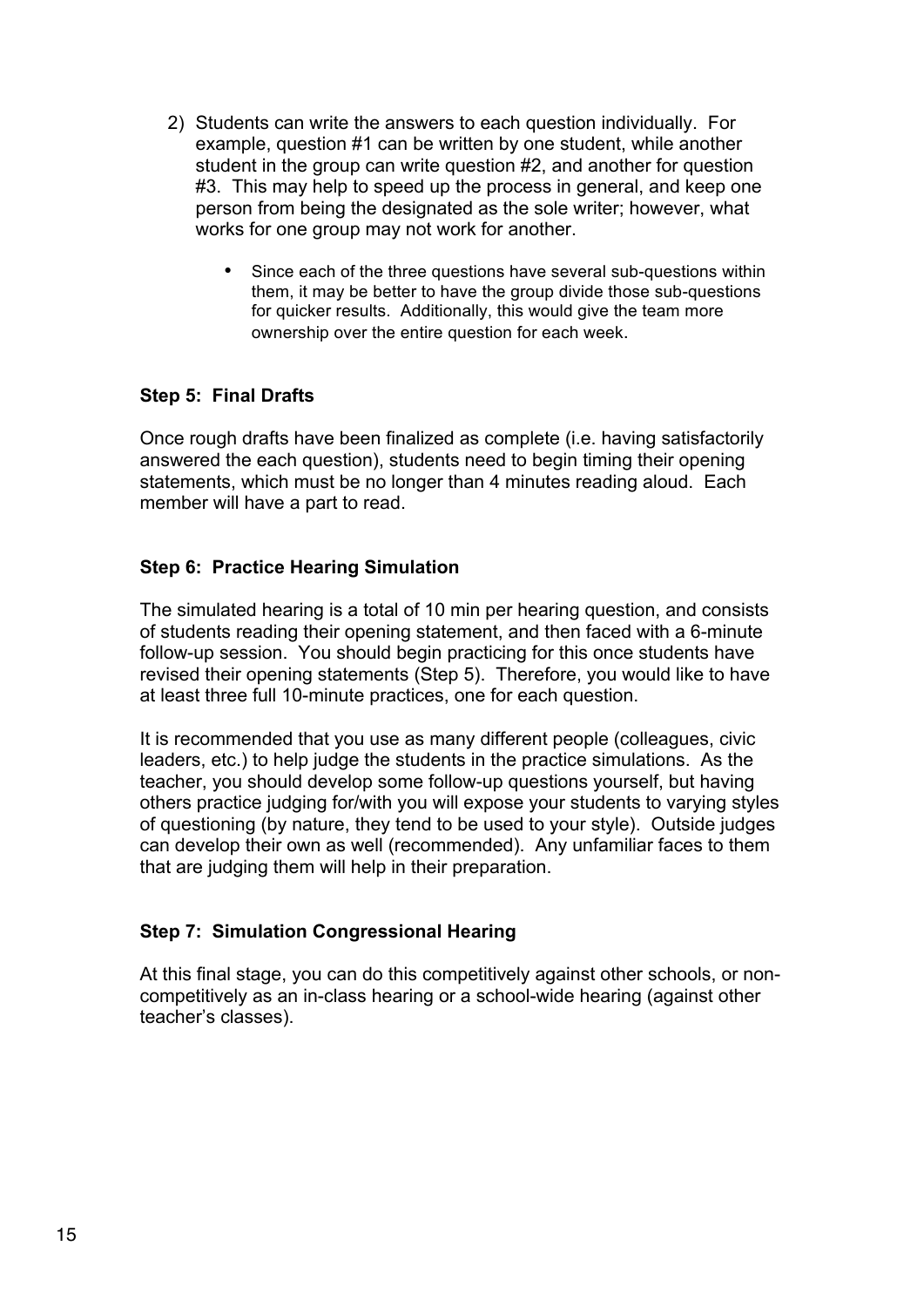2) Students can write the answers to each question individually. For example, question #1 can be written by one student, while another student in the group can write question #2, and another for question #3. This may help to speed up the process in general, and keep one person from being the designated as the sole writer; however, what works for one group may not work for another.

    - Since each of the three questions have several sub-questions within them, it may be better to have the group divide those sub-questions for quicker results. Additionally, this would give the team more ownership over the entire question for each week.

**Step 5: Final Drafts**

Once rough drafts have been finalized as complete (i.e. having satisfactorily answered the each question), students need to begin timing their opening statements, which must be no longer than 4 minutes reading aloud. Each member will have a part to read.

**Step 6: Practice Hearing Simulation**

The simulated hearing is a total of 10 min per hearing question, and consists of students reading their opening statement, and then faced with a 6-minute follow-up session. You should begin practicing for this once students have revised their opening statements (Step 5). Therefore, you would like to have at least three full 10-minute practices, one for each question.

It is recommended that you use as many different people (colleagues, civic leaders, etc.) to help judge the students in the practice simulations. As the teacher, you should develop some follow-up questions yourself, but having others practice judging for/with you will expose your students to varying styles of questioning (by nature, they tend to be used to your style). Outside judges can develop their own as well (recommended). Any unfamiliar faces to them that are judging them will help in their preparation.

**Step 7: Simulation Congressional Hearing**

At this final stage, you can do this competitively against other schools, or non-competitively as an in-class hearing or a school-wide hearing (against other teacher's classes).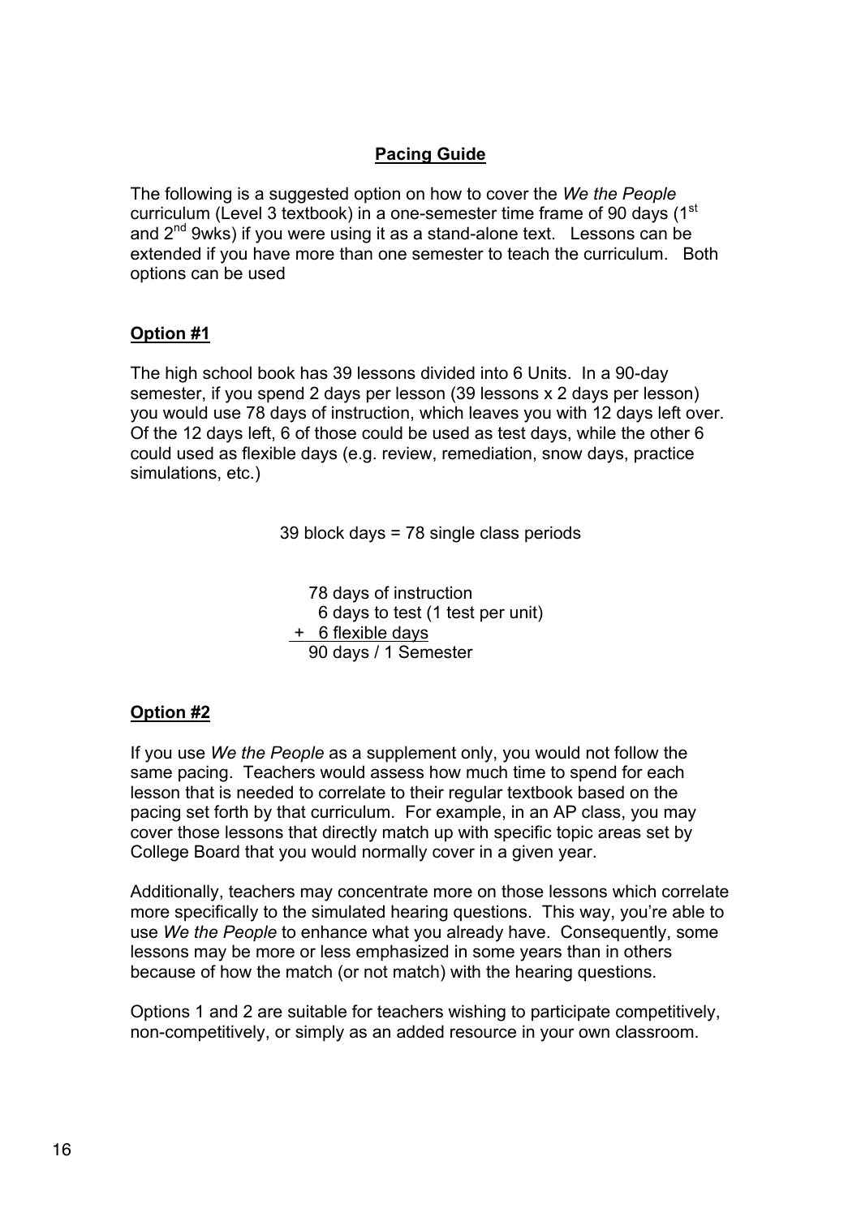**Pacing Guide**

The following is a suggested option on how to cover the *We the People* curriculum (Level 3 textbook) in a one-semester time frame of 90 days (1st and 2nd 9wks) if you were using it as a stand-alone text. Lessons can be extended if you have more than one semester to teach the curriculum. Both options can be used

**Option #1**

The high school book has 39 lessons divided into 6 Units. In a 90-day semester, if you spend 2 days per lesson (39 lessons x 2 days per lesson) you would use 78 days of instruction, which leaves you with 12 days left over. Of the 12 days left, 6 of those could be used as test days, while the other 6 could used as flexible days (e.g. review, remediation, snow days, practice simulations, etc.)

39 block days = 78 single class periods

78 days of instruction
6 days to test (1 test per unit)
+ 6 flexible days
90 days / 1 Semester

**Option #2**

If you use *We the People* as a supplement only, you would not follow the same pacing. Teachers would assess how much time to spend for each lesson that is needed to correlate to their regular textbook based on the pacing set forth by that curriculum. For example, in an AP class, you may cover those lessons that directly match up with specific topic areas set by College Board that you would normally cover in a given year.

Additionally, teachers may concentrate more on those lessons which correlate more specifically to the simulated hearing questions. This way, you're able to use *We the People* to enhance what you already have. Consequently, some lessons may be more or less emphasized in some years than in others because of how the match (or not match) with the hearing questions.

Options 1 and 2 are suitable for teachers wishing to participate competitively, non-competitively, or simply as an added resource in your own classroom.